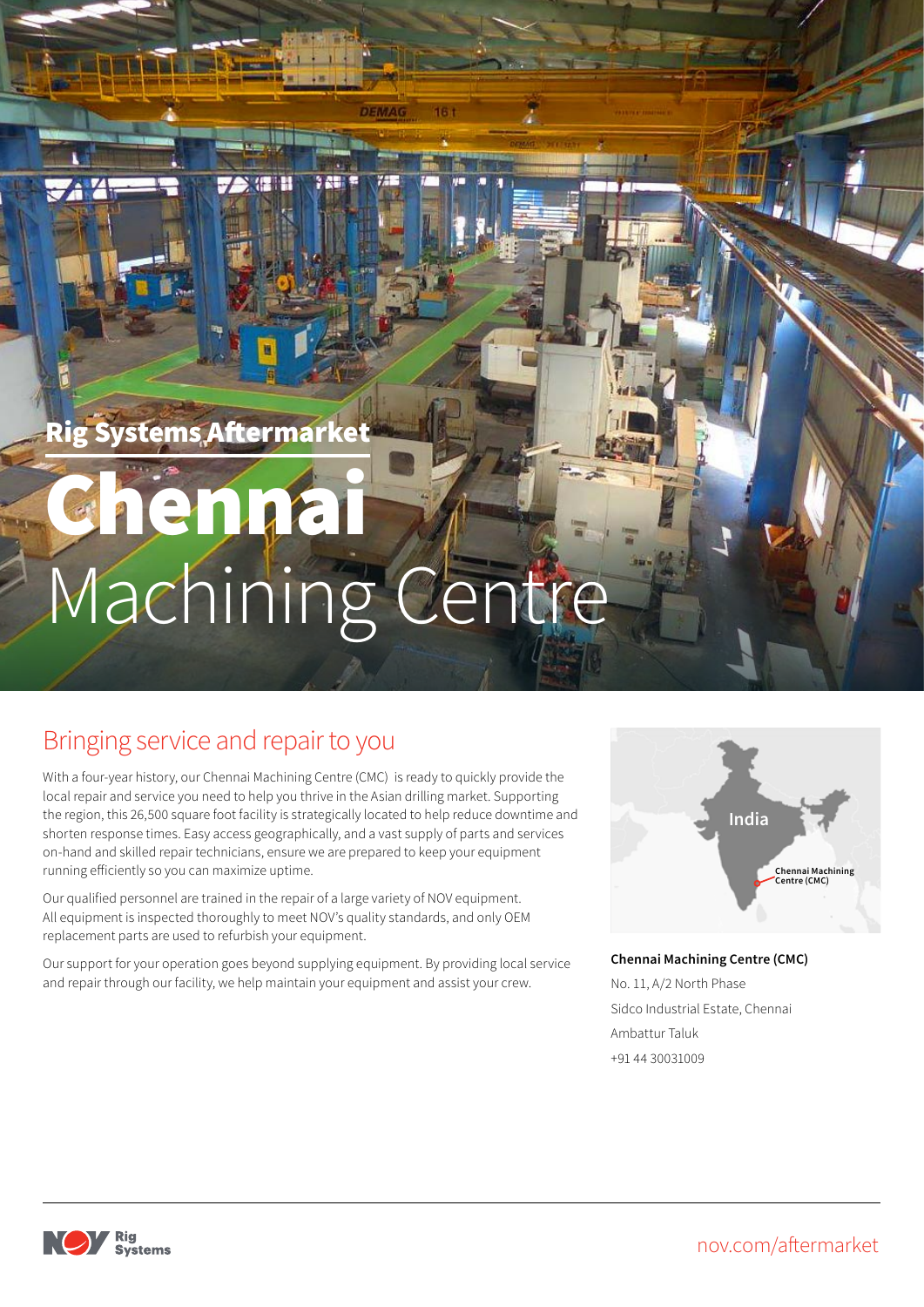# Rig Systems Aftermarket

# Chennai Machining Centre

## Bringing service and repair to you

With a four-year history, our Chennai Machining Centre (CMC) is ready to quickly provide the local repair and service you need to help you thrive in the Asian drilling market. Supporting the region, this 26,500 square foot facility is strategically located to help reduce downtime and shorten response times. Easy access geographically, and a vast supply of parts and services on-hand and skilled repair technicians, ensure we are prepared to keep your equipment running efficiently so you can maximize uptime.

Our qualified personnel are trained in the repair of a large variety of NOV equipment. All equipment is inspected thoroughly to meet NOV's quality standards, and only OEM replacement parts are used to refurbish your equipment.

Our support for your operation goes beyond supplying equipment. By providing local service and repair through our facility, we help maintain your equipment and assist your crew.

India

Chennai Machining Centre (CMC)

**Chennai Machining Centre (CMC)**

No. 11, A/2 North Phase

Sidco Industrial Estate, Chennai

Ambattur Taluk

+91 44 30031009

NOV Rig Systems

nov.com/aftermarket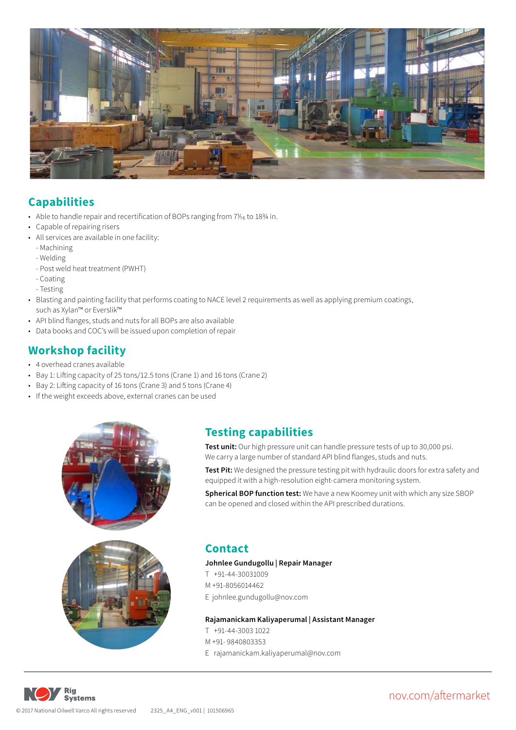## Capabilities

- Able to handle repair and recertification of BOPs ranging from 7¹⁄₁₆ to 18¾ in.
- Capable of repairing risers
- All services are available in one facility:
  - Machining
  - Welding
  - Post weld heat treatment (PWHT)
  - Coating
  - Testing
- Blasting and painting facility that performs coating to NACE level 2 requirements as well as applying premium coatings, such as Xylan™ or Everslik™
- API blind flanges, studs and nuts for all BOPs are also available
- Data books and COC's will be issued upon completion of repair

## Workshop facility

- 4 overhead cranes available
- Bay 1: Lifting capacity of 25 tons/12.5 tons (Crane 1) and 16 tons (Crane 2)
- Bay 2: Lifting capacity of 16 tons (Crane 3) and 5 tons (Crane 4)
- If the weight exceeds above, external cranes can be used

## Testing capabilities

**Test unit:** Our high pressure unit can handle pressure tests of up to 30,000 psi. We carry a large number of standard API blind flanges, studs and nuts.

**Test Pit:** We designed the pressure testing pit with hydraulic doors for extra safety and equipped it with a high-resolution eight-camera monitoring system.

**Spherical BOP function test:** We have a new Koomey unit with which any size SBOP can be opened and closed within the API prescribed durations.

## Contact

**Johnlee Gundugollu | Repair Manager**
T +91-44-30031009
M +91-8056014462
E johnlee.gundugollu@nov.com

**Rajamanickam Kaliyaperumal | Assistant Manager**
T +91-44-3003 1022
M +91- 9840803353
E rajamanickam.kaliyaperumal@nov.com

NOV Rig Systems

nov.com/aftermarket

© 2017 National Oilwell Varco All rights reserved 2325_A4_ENG_v001 | 101506965